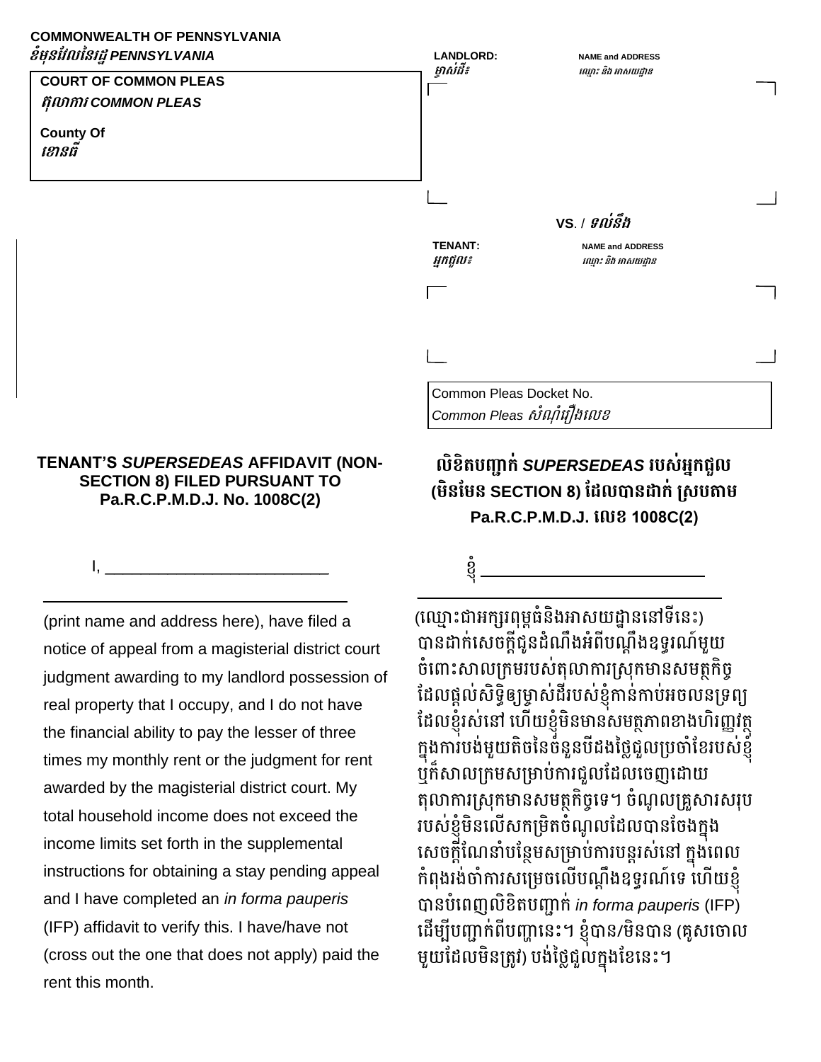**COMMONWEALTH OF PENNSYLVANIA**
***ខំមុនវែលនៃរដ្ឋ PENNSYLVANIA***

**COURT OF COMMON PLEAS**
***តុលាការ COMMON PLEAS***

**County Of**
***ខោនធី***

**LANDLORD:** *ម្ចាស់ដី៖* **NAME and ADDRESS** *ឈ្មោះ និង អាសយដ្ឋាន*

**VS.** / ***ទល់នឹង***

**TENANT:** *អ្នកជួល៖* **NAME and ADDRESS** *ឈ្មោះ និង អាសយដ្ឋាន*

Common Pleas Docket No.
*Common Pleas សំណុំរឿងលេខ*

## TENANT'S *SUPERSEDEAS* AFFIDAVIT (NON-SECTION 8) FILED PURSUANT TO Pa.R.C.P.M.D.J. No. 1008C(2)

I, ___________________________
_____________________________________ (print name and address here), have filed a notice of appeal from a magisterial district court judgment awarding to my landlord possession of real property that I occupy, and I do not have the financial ability to pay the lesser of three times my monthly rent or the judgment for rent awarded by the magisterial district court. My total household income does not exceed the income limits set forth in the supplemental instructions for obtaining a stay pending appeal and I have completed an *in forma pauperis* (IFP) affidavit to verify this. I have/have not (cross out the one that does not apply) paid the rent this month.

## លិខិតបញ្ជាក់ *SUPERSEDEAS* របស់អ្នកជួល (មិនមែន SECTION 8) ដែលបានដាក់ ស្របតាម Pa.R.C.P.M.D.J. លេខ 1008C(2)

ខ្ញុំ ___________________________
_____________________________________ (ឈ្មោះជាអក្សរពុម្ពធំនិងអាសយដ្ឋាននៅទីនេះ) បានដាក់សេចក្តីជូនដំណឹងអំពីបណ្តឹងឧទ្ធរណ៍មួយ ចំពោះសាលក្រមរបស់តុលាការស្រុកមានសមត្ថកិច្ច ដែលផ្តល់សិទ្ធិឲ្យម្ចាស់ដីរបស់ខ្ញុំកាន់កាប់អចលនទ្រព្យ ដែលខ្ញុំរស់នៅ ហើយខ្ញុំមិនមានសមត្ថភាពខាងហិរញ្ញវត្ថុ ក្នុងការបង់មួយតិចនៃចំនួនបីដងថ្លៃជួលប្រចាំខែរបស់ខ្ញុំ ឬក៏សាលក្រមសម្រាប់ការជួលដែលចេញដោយ តុលាការស្រុកមានសមត្ថកិច្ចទេ។ ចំណូលគ្រួសារសរុប របស់ខ្ញុំមិនលើសកម្រិតចំណូលដែលបានចែងក្នុង សេចក្តីណែនាំបន្ថែមសម្រាប់ការបន្តរស់នៅ ក្នុងពេល កំពុងរង់ចាំការសម្រេចលើបណ្តឹងឧទ្ធរណ៍ទេ ហើយខ្ញុំ បានបំពេញលិខិតបញ្ជាក់ *in forma pauperis* (IFP) ដើម្បីបញ្ជាក់ពីបញ្ហានេះ។ ខ្ញុំបាន/មិនបាន (គូសចោល មួយដែលមិនត្រូវ) បង់ថ្លៃជួលក្នុងខែនេះ។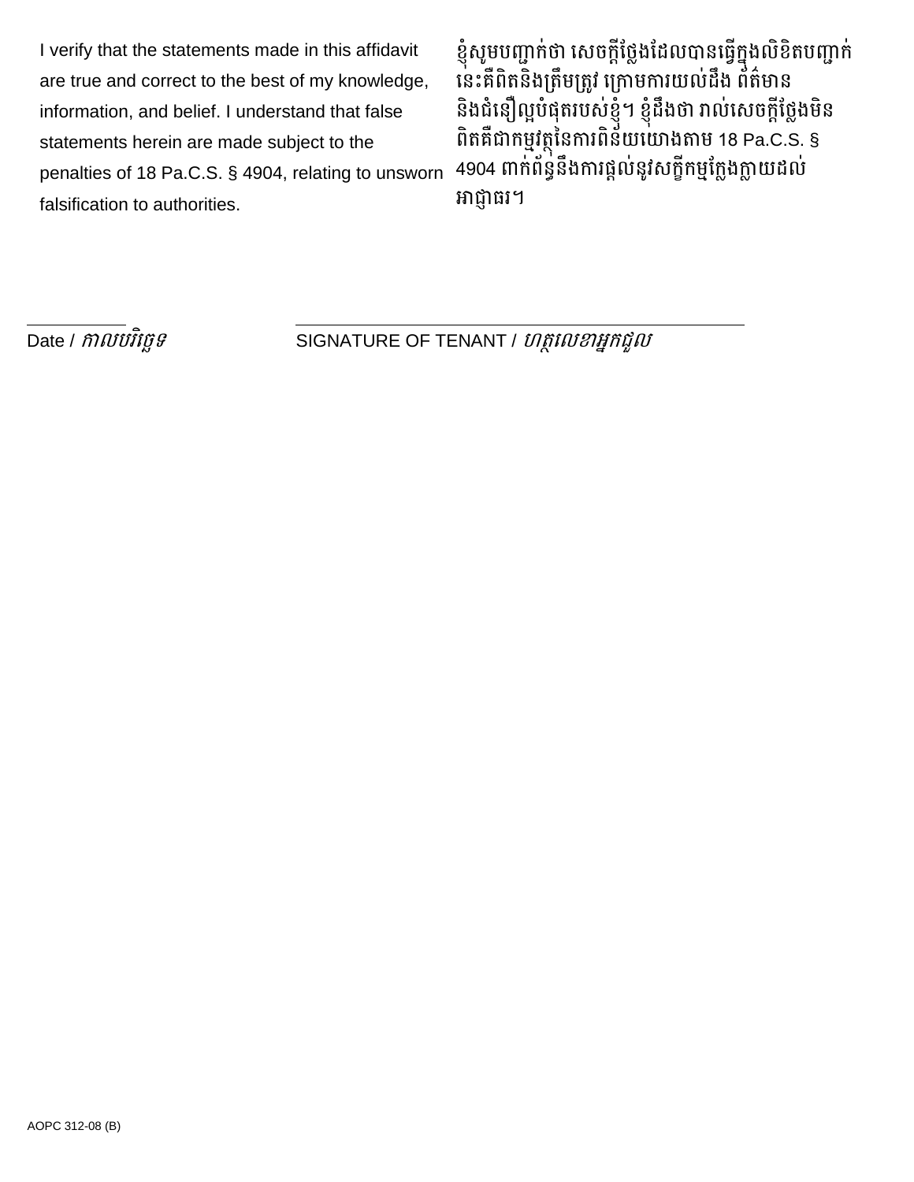I verify that the statements made in this affidavit are true and correct to the best of my knowledge, information, and belief. I understand that false statements herein are made subject to the penalties of 18 Pa.C.S. § 4904, relating to unsworn falsification to authorities.

ខ្ញុំសូមបញ្ជាក់ថា សេចក្តីថ្លែងដែលបានធ្វើក្នុងលិខិតបញ្ជាក់នេះគឺពិតនិងត្រឹមត្រូវ ក្រោមការយល់ដឹង ព័ត៌មាន និងជំនឿល្អបំផុតរបស់ខ្ញុំ។ ខ្ញុំដឹងថា រាល់សេចក្តីថ្លែងមិនពិតគឺជាកម្មវត្ថុនៃការពិន័យយោងតាម 18 Pa.C.S. § 4904 ពាក់ព័ន្ធនឹងការផ្តល់នូវសក្ខីកម្មក្លែងក្លាយដល់អាជ្ញាធរ។

______________ Date / *កាលបរិច្ឆេទ*

______________________________ SIGNATURE OF TENANT / *ហត្ថលេខាអ្នកជួល*

AOPC 312-08 (B)